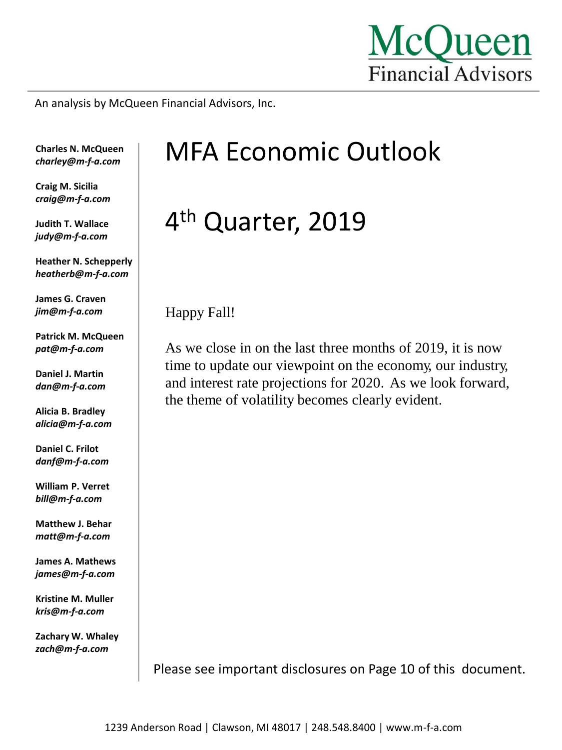McQueen Financial Advisors

An analysis by McQueen Financial Advisors, Inc.

**Charles N. McQueen**
***charley@m-f-a.com***

**Craig M. Sicilia**
***craig@m-f-a.com***

**Judith T. Wallace**
***judy@m-f-a.com***

**Heather N. Schepperly**
***heatherb@m-f-a.com***

**James G. Craven**
***jim@m-f-a.com***

**Patrick M. McQueen**
***pat@m-f-a.com***

**Daniel J. Martin**
***dan@m-f-a.com***

**Alicia B. Bradley**
***alicia@m-f-a.com***

**Daniel C. Frilot**
***danf@m-f-a.com***

**William P. Verret**
***bill@m-f-a.com***

**Matthew J. Behar**
***matt@m-f-a.com***

**James A. Mathews**
***james@m-f-a.com***

**Kristine M. Muller**
***kris@m-f-a.com***

**Zachary W. Whaley**
***zach@m-f-a.com***

# MFA Economic Outlook

# 4th Quarter, 2019

Happy Fall!

As we close in on the last three months of 2019, it is now time to update our viewpoint on the economy, our industry, and interest rate projections for 2020. As we look forward, the theme of volatility becomes clearly evident.

Please see important disclosures on Page 10 of this document.

1239 Anderson Road | Clawson, MI 48017 | 248.548.8400 | www.m-f-a.com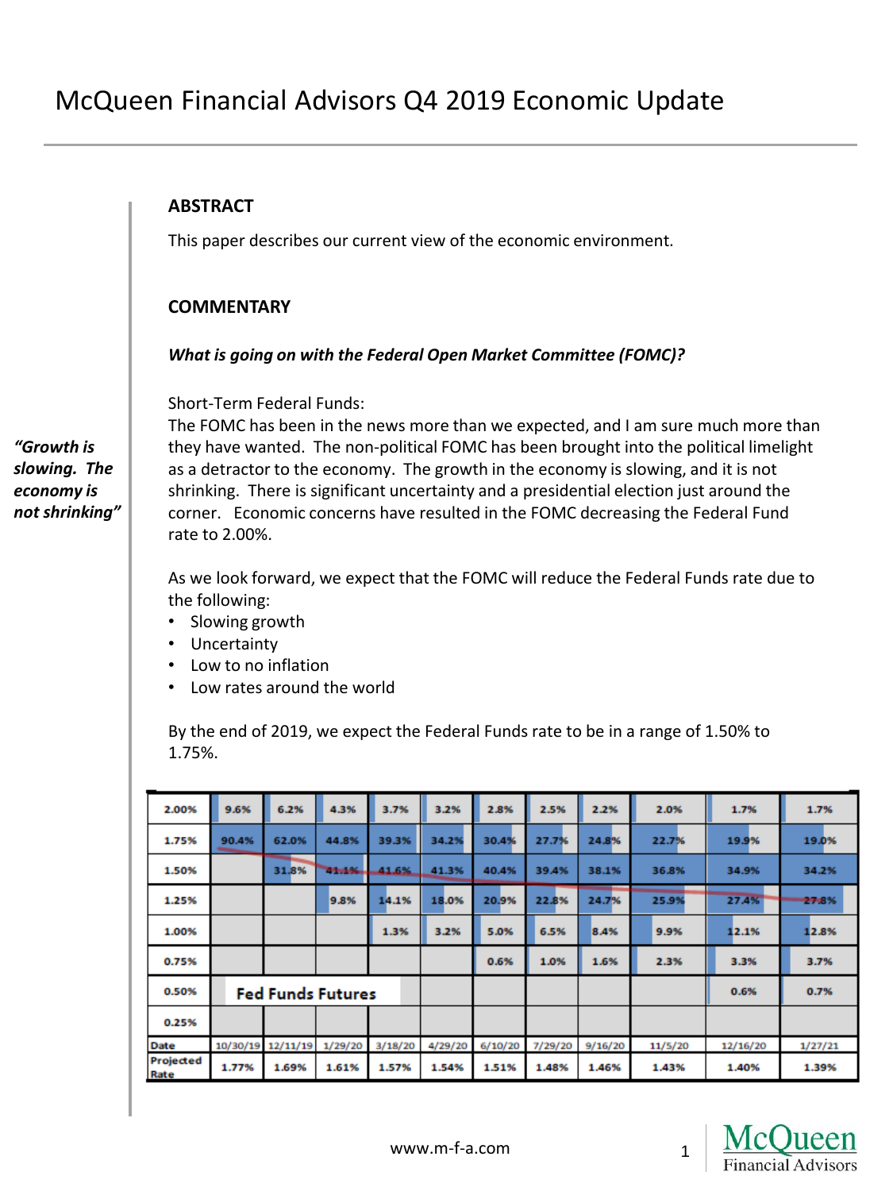# McQueen Financial Advisors Q4 2019 Economic Update

**ABSTRACT**

This paper describes our current view of the economic environment.

**COMMENTARY**

***What is going on with the Federal Open Market Committee (FOMC)?***

Short-Term Federal Funds:

The FOMC has been in the news more than we expected, and I am sure much more than they have wanted. The non-political FOMC has been brought into the political limelight as a detractor to the economy. The growth in the economy is slowing, and it is not shrinking. There is significant uncertainty and a presidential election just around the corner. Economic concerns have resulted in the FOMC decreasing the Federal Fund rate to 2.00%.

***"Growth is slowing. The economy is not shrinking"***

As we look forward, we expect that the FOMC will reduce the Federal Funds rate due to the following:

- Slowing growth
- Uncertainty
- Low to no inflation
- Low rates around the world

By the end of 2019, we expect the Federal Funds rate to be in a range of 1.50% to 1.75%.

**Fed Funds Futures**

| | | | | | | | | | | | |
|---|---|---|---|---|---|---|---|---|---|---|---|
| 2.00% | 9.6% | 6.2% | 4.3% | 3.7% | 3.2% | 2.8% | 2.5% | 2.2% | 2.0% | 1.7% | 1.7% |
| 1.75% | 90.4% | 62.0% | 44.8% | 39.3% | 34.2% | 30.4% | 27.7% | 24.8% | 22.7% | 19.9% | 19.0% |
| 1.50% | | 31.8% | 41.1% | 41.6% | 41.3% | 40.4% | 39.4% | 38.1% | 36.8% | 34.9% | 34.2% |
| 1.25% | | | 9.8% | 14.1% | 18.0% | 20.9% | 22.8% | 24.7% | 25.9% | 27.4% | 27.8% |
| 1.00% | | | | 1.3% | 3.2% | 5.0% | 6.5% | 8.4% | 9.9% | 12.1% | 12.8% |
| 0.75% | | | | | | 0.6% | 1.0% | 1.6% | 2.3% | 3.3% | 3.7% |
| 0.50% | | | | | | | | | | 0.6% | 0.7% |
| 0.25% | | | | | | | | | | | |
| Date | 10/30/19 | 12/11/19 | 1/29/20 | 3/18/20 | 4/29/20 | 6/10/20 | 7/29/20 | 9/16/20 | 11/5/20 | 12/16/20 | 1/27/21 |
| Projected Rate | 1.77% | 1.69% | 1.61% | 1.57% | 1.54% | 1.51% | 1.48% | 1.46% | 1.43% | 1.40% | 1.39% |

www.m-f-a.com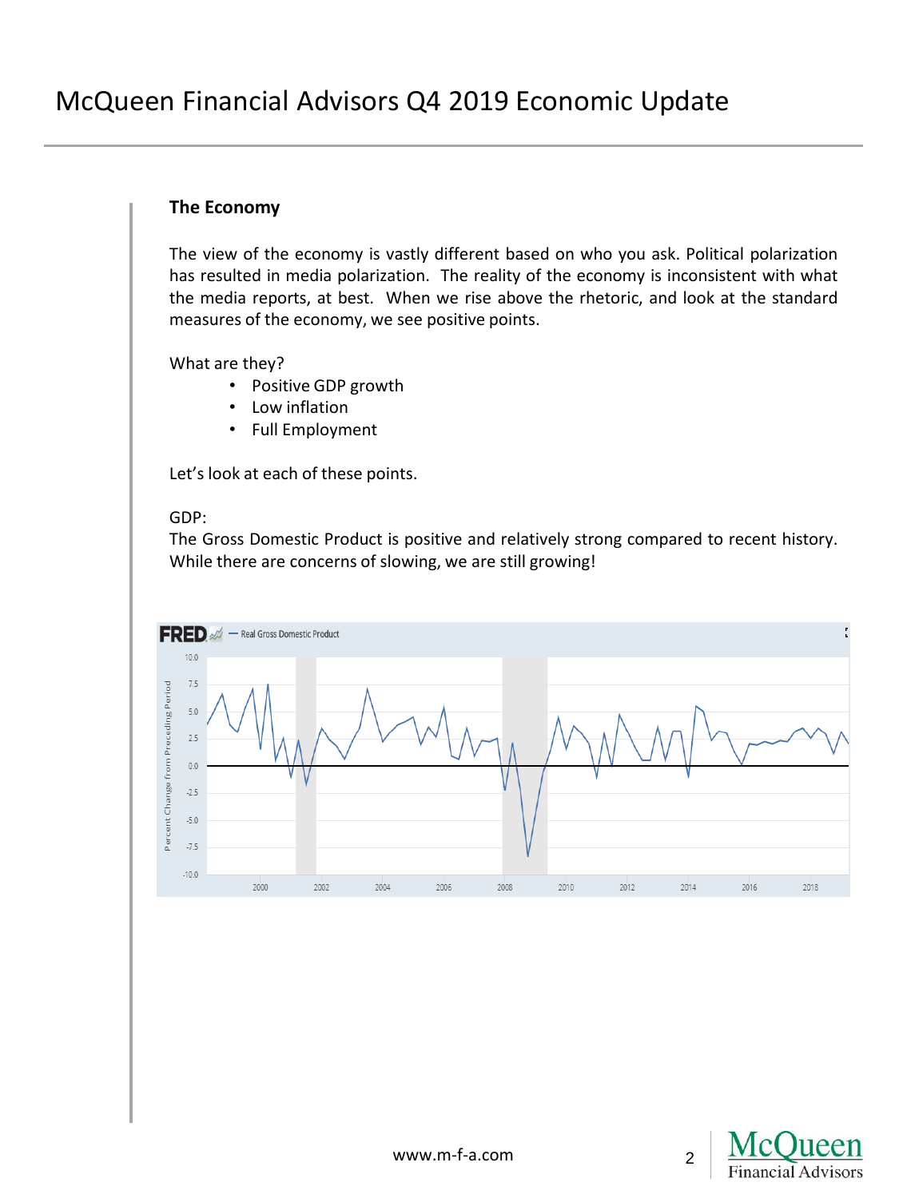# McQueen Financial Advisors Q4 2019 Economic Update

**The Economy**

The view of the economy is vastly different based on who you ask. Political polarization has resulted in media polarization. The reality of the economy is inconsistent with what the media reports, at best. When we rise above the rhetoric, and look at the standard measures of the economy, we see positive points.

What are they?

- Positive GDP growth
- Low inflation
- Full Employment

Let's look at each of these points.

GDP:
The Gross Domestic Product is positive and relatively strong compared to recent history. While there are concerns of slowing, we are still growing!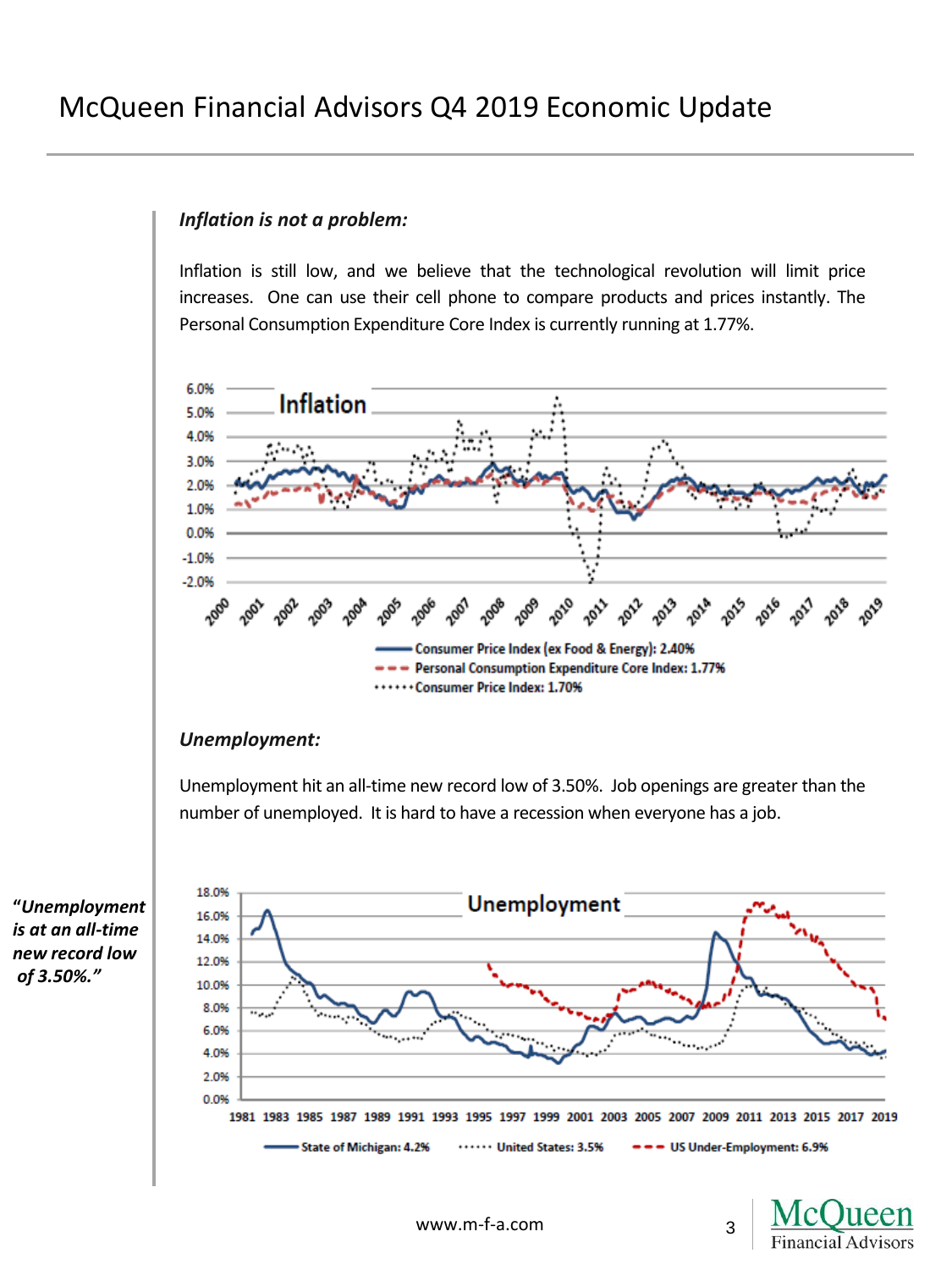# McQueen Financial Advisors Q4 2019 Economic Update

***Inflation is not a problem:***

Inflation is still low, and we believe that the technological revolution will limit price increases. One can use their cell phone to compare products and prices instantly. The Personal Consumption Expenditure Core Index is currently running at 1.77%.

Inflation

Consumer Price Index (ex Food & Energy): 2.40%
Personal Consumption Expenditure Core Index: 1.77%
Consumer Price Index: 1.70%

***Unemployment:***

Unemployment hit an all-time new record low of 3.50%. Job openings are greater than the number of unemployed. It is hard to have a recession when everyone has a job.

***"Unemployment is at an all-time new record low of 3.50%."***

Unemployment

State of Michigan: 4.2%
United States: 3.5%
US Under-Employment: 6.9%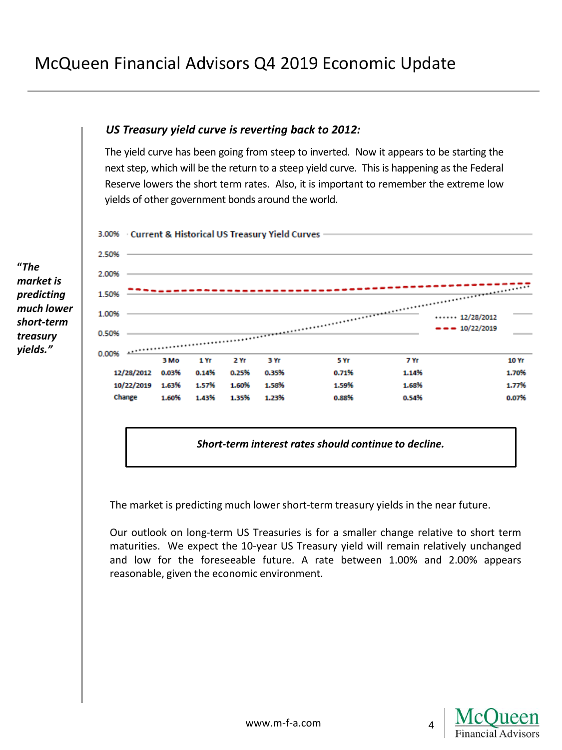### *US Treasury yield curve is reverting back to 2012:*

The yield curve has been going from steep to inverted. Now it appears to be starting the next step, which will be the return to a steep yield curve. This is happening as the Federal Reserve lowers the short term rates. Also, it is important to remember the extreme low yields of other government bonds around the world.

***"The market is predicting much lower short-term treasury yields."***

**Current & Historical US Treasury Yield Curves**

| | 3 Mo | 1 Yr | 2 Yr | 3 Yr | 5 Yr | 7 Yr | 10 Yr |
|---|---|---|---|---|---|---|---|
| 12/28/2012 | 0.03% | 0.14% | 0.25% | 0.35% | 0.71% | 1.14% | 1.70% |
| 10/22/2019 | 1.63% | 1.57% | 1.60% | 1.58% | 1.59% | 1.68% | 1.77% |
| Change | 1.60% | 1.43% | 1.35% | 1.23% | 0.88% | 0.54% | 0.07% |

***Short-term interest rates should continue to decline.***

The market is predicting much lower short-term treasury yields in the near future.

Our outlook on long-term US Treasuries is for a smaller change relative to short term maturities. We expect the 10-year US Treasury yield will remain relatively unchanged and low for the foreseeable future. A rate between 1.00% and 2.00% appears reasonable, given the economic environment.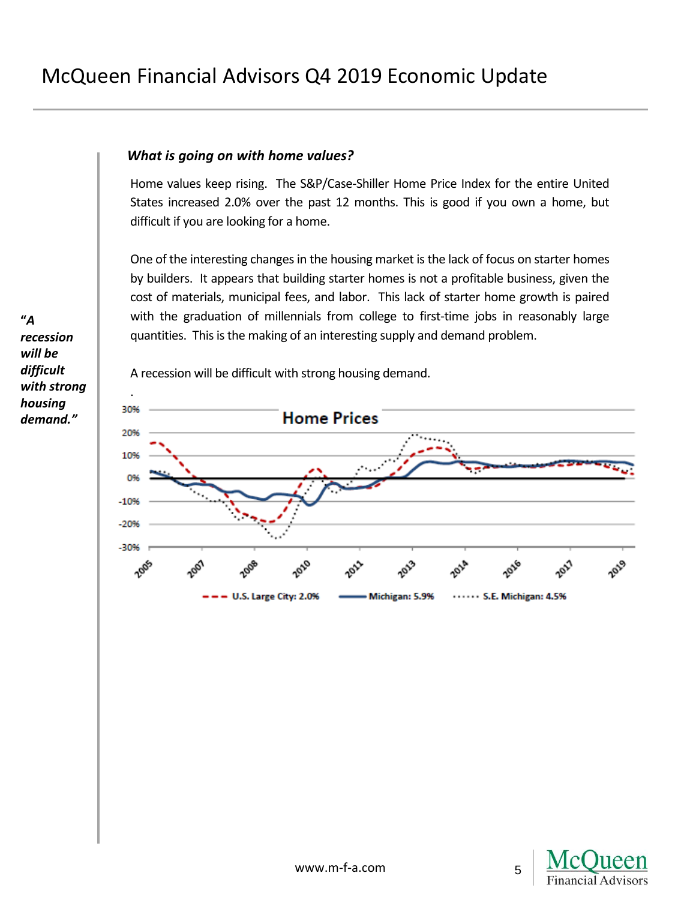### *What is going on with home values?*

Home values keep rising. The S&P/Case-Shiller Home Price Index for the entire United States increased 2.0% over the past 12 months. This is good if you own a home, but difficult if you are looking for a home.

One of the interesting changes in the housing market is the lack of focus on starter homes by builders. It appears that building starter homes is not a profitable business, given the cost of materials, municipal fees, and labor. This lack of starter home growth is paired with the graduation of millennials from college to first-time jobs in reasonably large quantities. This is the making of an interesting supply and demand problem.

***"A recession will be difficult with strong housing demand."***

A recession will be difficult with strong housing demand.

**Home Prices**

U.S. Large City: 2.0% | Michigan: 5.9% | S.E. Michigan: 4.5%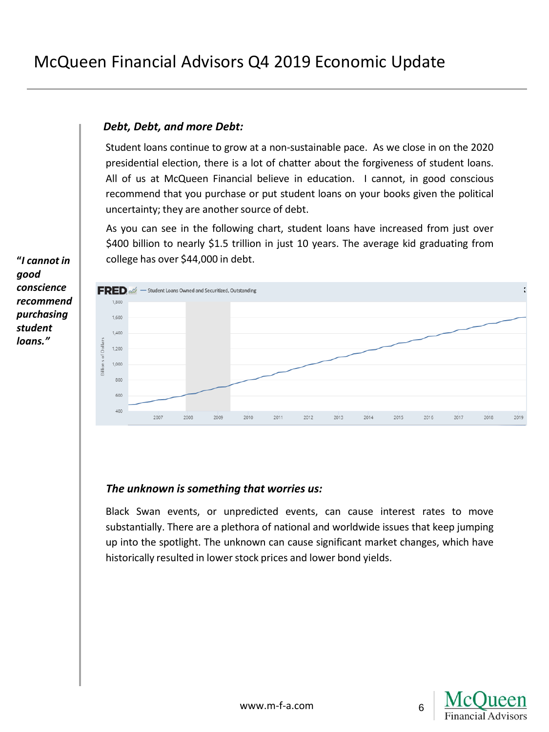### *Debt, Debt, and more Debt:*

Student loans continue to grow at a non-sustainable pace. As we close in on the 2020 presidential election, there is a lot of chatter about the forgiveness of student loans. All of us at McQueen Financial believe in education. I cannot, in good conscious recommend that you purchase or put student loans on your books given the political uncertainty; they are another source of debt.

***"I cannot in good conscience recommend purchasing student loans."***

As you can see in the following chart, student loans have increased from just over $400 billion to nearly $1.5 trillion in just 10 years. The average kid graduating from college has over $44,000 in debt.

### *The unknown is something that worries us:*

Black Swan events, or unpredicted events, can cause interest rates to move substantially. There are a plethora of national and worldwide issues that keep jumping up into the spotlight. The unknown can cause significant market changes, which have historically resulted in lower stock prices and lower bond yields.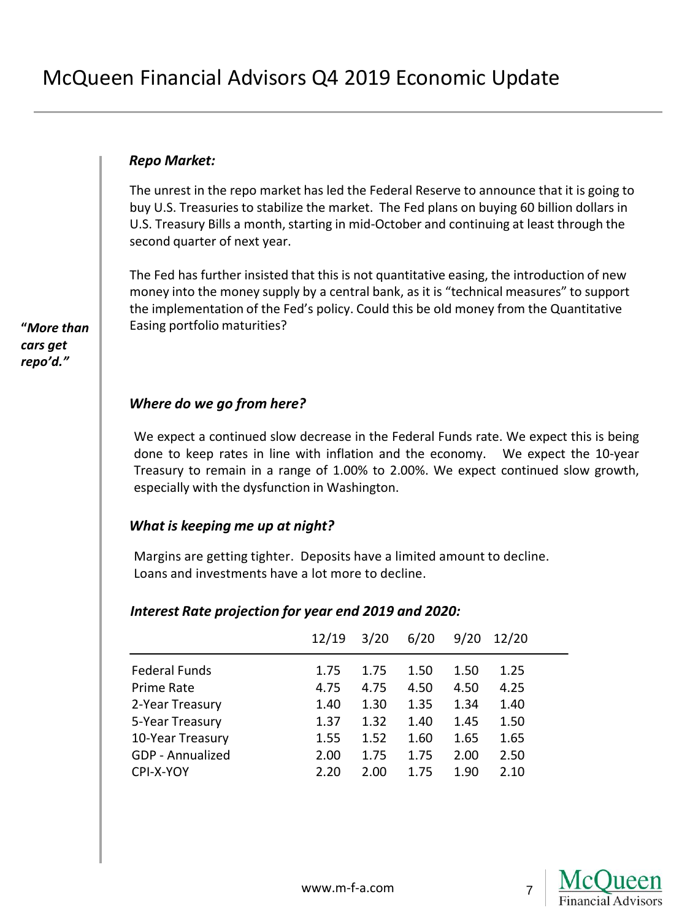# McQueen Financial Advisors Q4 2019 Economic Update

***Repo Market:***

The unrest in the repo market has led the Federal Reserve to announce that it is going to buy U.S. Treasuries to stabilize the market. The Fed plans on buying 60 billion dollars in U.S. Treasury Bills a month, starting in mid-October and continuing at least through the second quarter of next year.

The Fed has further insisted that this is not quantitative easing, the introduction of new money into the money supply by a central bank, as it is "technical measures" to support the implementation of the Fed's policy. Could this be old money from the Quantitative Easing portfolio maturities?

***"More than cars get repo'd."***

***Where do we go from here?***

We expect a continued slow decrease in the Federal Funds rate. We expect this is being done to keep rates in line with inflation and the economy. We expect the 10-year Treasury to remain in a range of 1.00% to 2.00%. We expect continued slow growth, especially with the dysfunction in Washington.

***What is keeping me up at night?***

Margins are getting tighter. Deposits have a limited amount to decline.
Loans and investments have a lot more to decline.

***Interest Rate projection for year end 2019 and 2020:***

| | 12/19 | 3/20 | 6/20 | 9/20 | 12/20 |
|---|---|---|---|---|---|
| Federal Funds | 1.75 | 1.75 | 1.50 | 1.50 | 1.25 |
| Prime Rate | 4.75 | 4.75 | 4.50 | 4.50 | 4.25 |
| 2-Year Treasury | 1.40 | 1.30 | 1.35 | 1.34 | 1.40 |
| 5-Year Treasury | 1.37 | 1.32 | 1.40 | 1.45 | 1.50 |
| 10-Year Treasury | 1.55 | 1.52 | 1.60 | 1.65 | 1.65 |
| GDP - Annualized | 2.00 | 1.75 | 1.75 | 2.00 | 2.50 |
| CPI-X-YOY | 2.20 | 2.00 | 1.75 | 1.90 | 2.10 |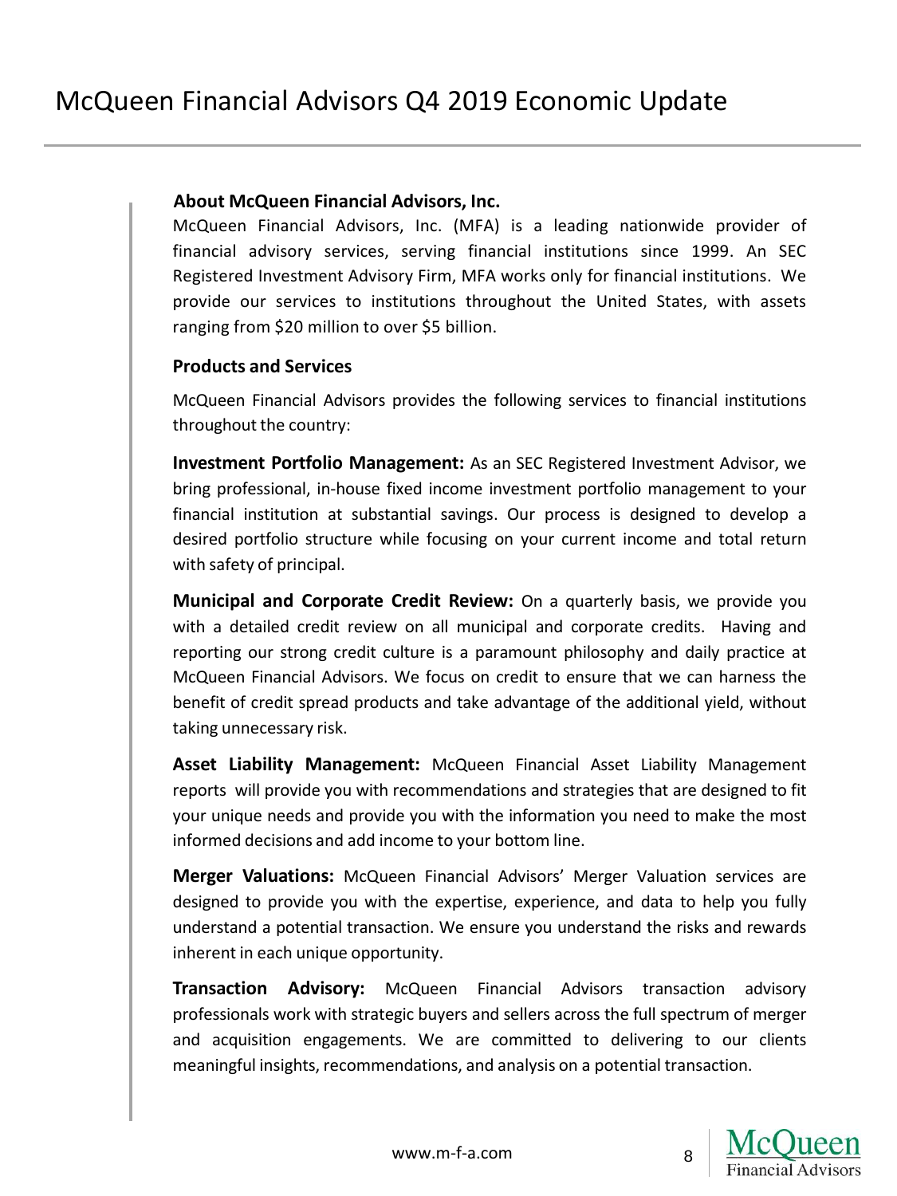## About McQueen Financial Advisors, Inc.

McQueen Financial Advisors, Inc. (MFA) is a leading nationwide provider of financial advisory services, serving financial institutions since 1999. An SEC Registered Investment Advisory Firm, MFA works only for financial institutions. We provide our services to institutions throughout the United States, with assets ranging from $20 million to over $5 billion.

## Products and Services

McQueen Financial Advisors provides the following services to financial institutions throughout the country:

**Investment Portfolio Management:** As an SEC Registered Investment Advisor, we bring professional, in-house fixed income investment portfolio management to your financial institution at substantial savings. Our process is designed to develop a desired portfolio structure while focusing on your current income and total return with safety of principal.

**Municipal and Corporate Credit Review:** On a quarterly basis, we provide you with a detailed credit review on all municipal and corporate credits. Having and reporting our strong credit culture is a paramount philosophy and daily practice at McQueen Financial Advisors. We focus on credit to ensure that we can harness the benefit of credit spread products and take advantage of the additional yield, without taking unnecessary risk.

**Asset Liability Management:** McQueen Financial Asset Liability Management reports will provide you with recommendations and strategies that are designed to fit your unique needs and provide you with the information you need to make the most informed decisions and add income to your bottom line.

**Merger Valuations:** McQueen Financial Advisors' Merger Valuation services are designed to provide you with the expertise, experience, and data to help you fully understand a potential transaction. We ensure you understand the risks and rewards inherent in each unique opportunity.

**Transaction Advisory:** McQueen Financial Advisors transaction advisory professionals work with strategic buyers and sellers across the full spectrum of merger and acquisition engagements. We are committed to delivering to our clients meaningful insights, recommendations, and analysis on a potential transaction.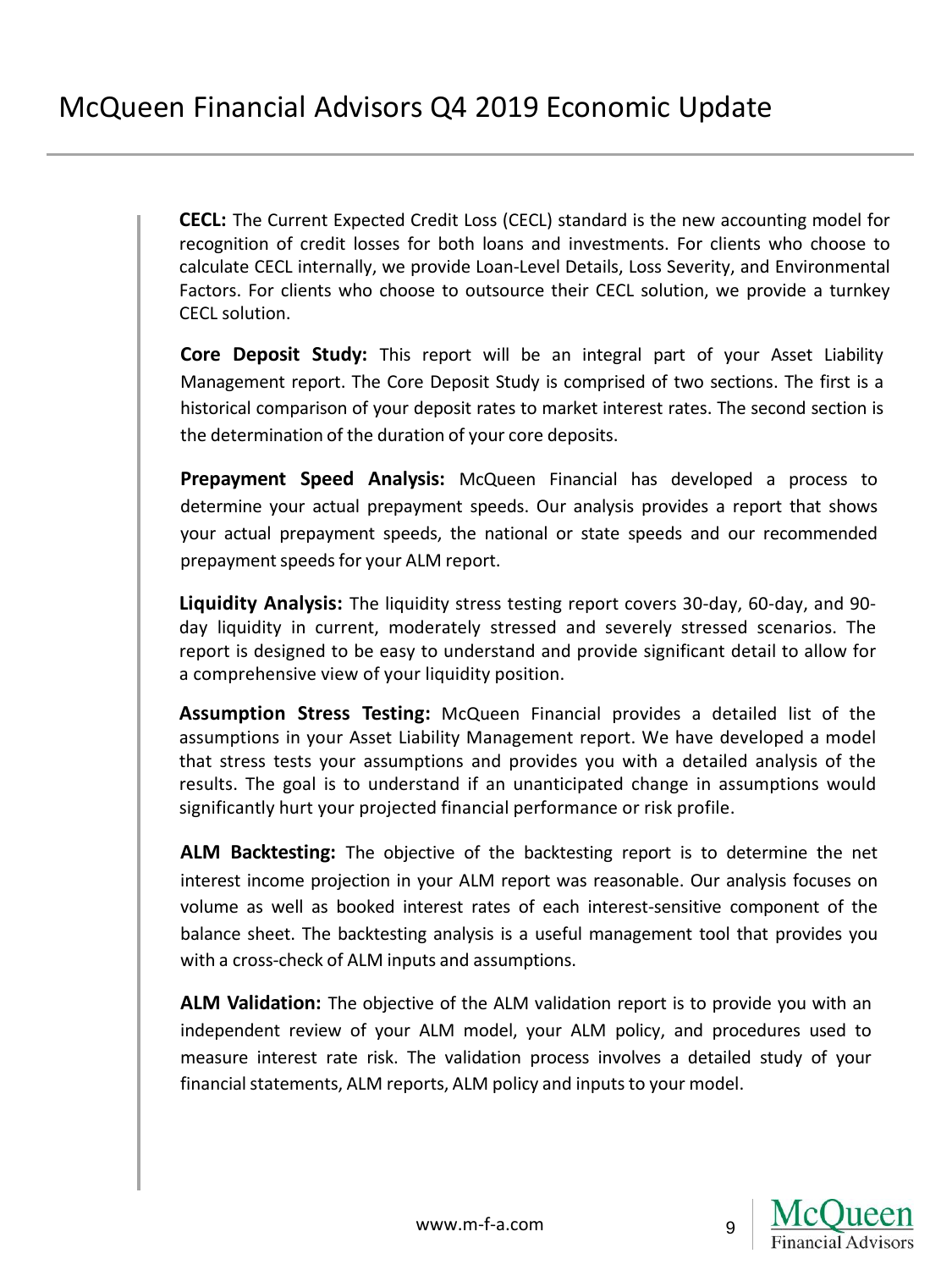**CECL:** The Current Expected Credit Loss (CECL) standard is the new accounting model for recognition of credit losses for both loans and investments. For clients who choose to calculate CECL internally, we provide Loan-Level Details, Loss Severity, and Environmental Factors. For clients who choose to outsource their CECL solution, we provide a turnkey CECL solution.

**Core Deposit Study:** This report will be an integral part of your Asset Liability Management report. The Core Deposit Study is comprised of two sections. The first is a historical comparison of your deposit rates to market interest rates. The second section is the determination of the duration of your core deposits.

**Prepayment Speed Analysis:** McQueen Financial has developed a process to determine your actual prepayment speeds. Our analysis provides a report that shows your actual prepayment speeds, the national or state speeds and our recommended prepayment speeds for your ALM report.

**Liquidity Analysis:** The liquidity stress testing report covers 30-day, 60-day, and 90-day liquidity in current, moderately stressed and severely stressed scenarios. The report is designed to be easy to understand and provide significant detail to allow for a comprehensive view of your liquidity position.

**Assumption Stress Testing:** McQueen Financial provides a detailed list of the assumptions in your Asset Liability Management report. We have developed a model that stress tests your assumptions and provides you with a detailed analysis of the results. The goal is to understand if an unanticipated change in assumptions would significantly hurt your projected financial performance or risk profile.

**ALM Backtesting:** The objective of the backtesting report is to determine the net interest income projection in your ALM report was reasonable. Our analysis focuses on volume as well as booked interest rates of each interest-sensitive component of the balance sheet. The backtesting analysis is a useful management tool that provides you with a cross-check of ALM inputs and assumptions.

**ALM Validation:** The objective of the ALM validation report is to provide you with an independent review of your ALM model, your ALM policy, and procedures used to measure interest rate risk. The validation process involves a detailed study of your financial statements, ALM reports, ALM policy and inputs to your model.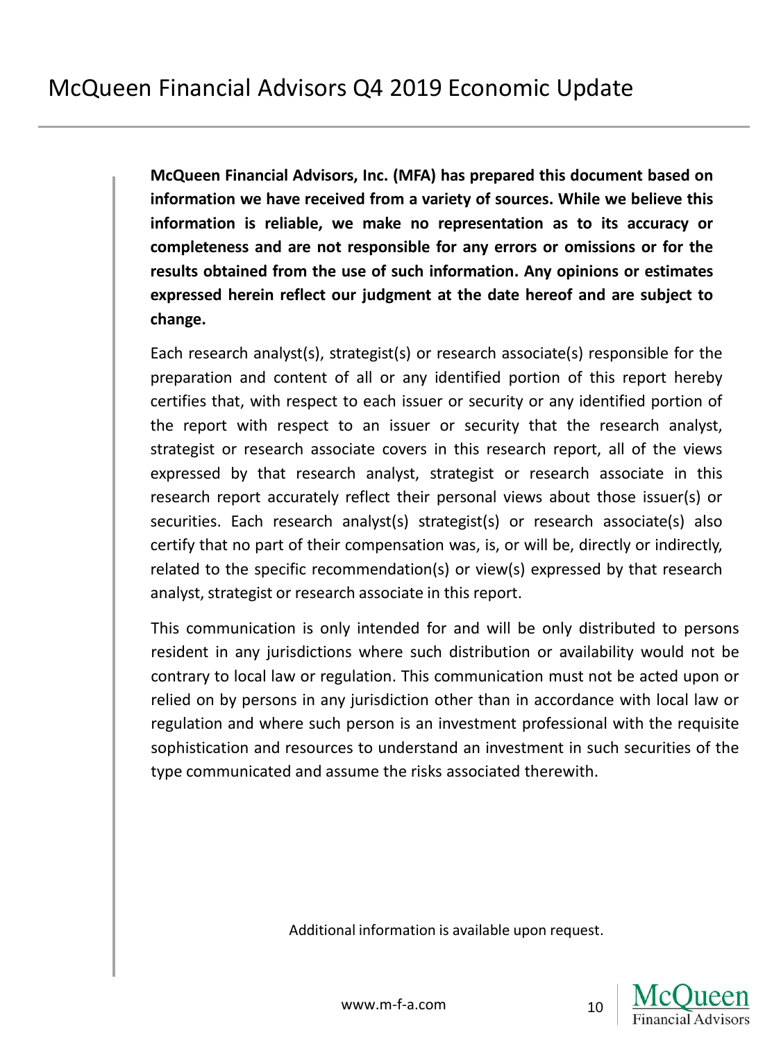# McQueen Financial Advisors Q4 2019 Economic Update

**McQueen Financial Advisors, Inc. (MFA) has prepared this document based on information we have received from a variety of sources. While we believe this information is reliable, we make no representation as to its accuracy or completeness and are not responsible for any errors or omissions or for the results obtained from the use of such information. Any opinions or estimates expressed herein reflect our judgment at the date hereof and are subject to change.**

Each research analyst(s), strategist(s) or research associate(s) responsible for the preparation and content of all or any identified portion of this report hereby certifies that, with respect to each issuer or security or any identified portion of the report with respect to an issuer or security that the research analyst, strategist or research associate covers in this research report, all of the views expressed by that research analyst, strategist or research associate in this research report accurately reflect their personal views about those issuer(s) or securities. Each research analyst(s) strategist(s) or research associate(s) also certify that no part of their compensation was, is, or will be, directly or indirectly, related to the specific recommendation(s) or view(s) expressed by that research analyst, strategist or research associate in this report.

This communication is only intended for and will be only distributed to persons resident in any jurisdictions where such distribution or availability would not be contrary to local law or regulation. This communication must not be acted upon or relied on by persons in any jurisdiction other than in accordance with local law or regulation and where such person is an investment professional with the requisite sophistication and resources to understand an investment in such securities of the type communicated and assume the risks associated therewith.

Additional information is available upon request.

www.m-f-a.com

McQueen Financial Advisors